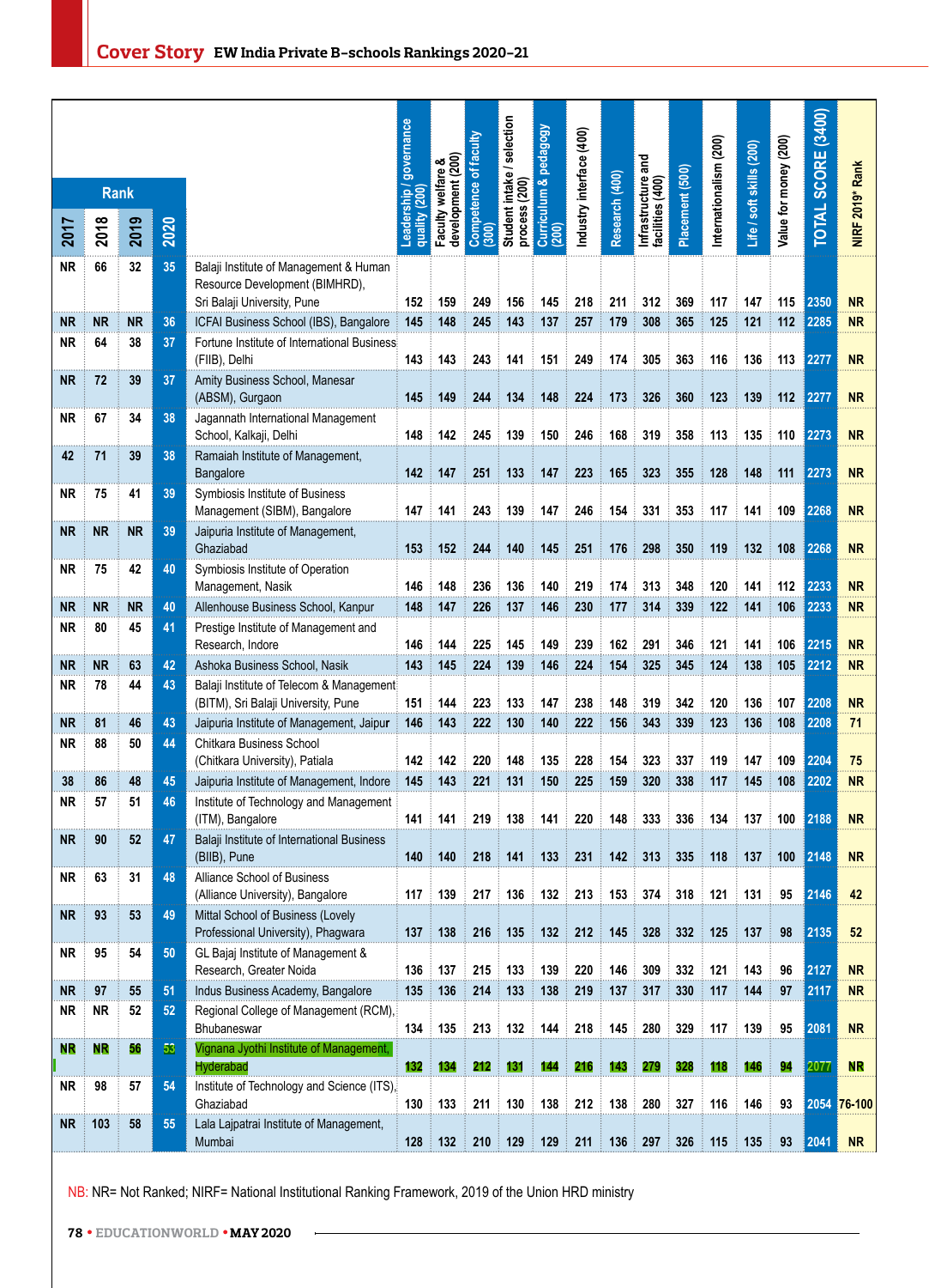## Cover Story EW India Private B-schools Rankings 2020-21

| Rank 2017 | Rank 2018 | Rank 2019 | Rank 2020 | | Leadership / governance quality (200) | Faculty welfare & development (200) | Competence of faculty (300) | Student intake / selection process (200) | Curriculum & pedagogy (200) | Industry interface (400) | Research (400) | Infrastructure and facilities (400) | Placement (500) | Internationalism (200) | Life / soft skills (200) | Value for money (200) | TOTAL SCORE (3400) | NIRF 2019* Rank |
|---|---|---|---|---|---|---|---|---|---|---|---|---|---|---|---|---|---|---|
| NR | 66 | 32 | 35 | Balaji Institute of Management & Human Resource Development (BIMHRD), Sri Balaji University, Pune | 152 | 159 | 249 | 156 | 145 | 218 | 211 | 312 | 369 | 117 | 147 | 115 | 2350 | NR |
| NR | NR | NR | 36 | ICFAI Business School (IBS), Bangalore | 145 | 148 | 245 | 143 | 137 | 257 | 179 | 308 | 365 | 125 | 121 | 112 | 2285 | NR |
| NR | 64 | 38 | 37 | Fortune Institute of International Business (FIIB), Delhi | 143 | 143 | 243 | 141 | 151 | 249 | 174 | 305 | 363 | 116 | 136 | 113 | 2277 | NR |
| NR | 72 | 39 | 37 | Amity Business School, Manesar (ABSM), Gurgaon | 145 | 149 | 244 | 134 | 148 | 224 | 173 | 326 | 360 | 123 | 139 | 112 | 2277 | NR |
| NR | 67 | 34 | 38 | Jagannath International Management School, Kalkaji, Delhi | 148 | 142 | 245 | 139 | 150 | 246 | 168 | 319 | 358 | 113 | 135 | 110 | 2273 | NR |
| 42 | 71 | 39 | 38 | Ramaiah Institute of Management, Bangalore | 142 | 147 | 251 | 133 | 147 | 223 | 165 | 323 | 355 | 128 | 148 | 111 | 2273 | NR |
| NR | 75 | 41 | 39 | Symbiosis Institute of Business Management (SIBM), Bangalore | 147 | 141 | 243 | 139 | 147 | 246 | 154 | 331 | 353 | 117 | 141 | 109 | 2268 | NR |
| NR | NR | NR | 39 | Jaipuria Institute of Management, Ghaziabad | 153 | 152 | 244 | 140 | 145 | 251 | 176 | 298 | 350 | 119 | 132 | 108 | 2268 | NR |
| NR | 75 | 42 | 40 | Symbiosis Institute of Operation Management, Nasik | 146 | 148 | 236 | 136 | 140 | 219 | 174 | 313 | 348 | 120 | 141 | 112 | 2233 | NR |
| NR | NR | NR | 40 | Allenhouse Business School, Kanpur | 148 | 147 | 226 | 137 | 146 | 230 | 177 | 314 | 339 | 122 | 141 | 106 | 2233 | NR |
| NR | 80 | 45 | 41 | Prestige Institute of Management and Research, Indore | 146 | 144 | 225 | 145 | 149 | 239 | 162 | 291 | 346 | 121 | 141 | 106 | 2215 | NR |
| NR | NR | 63 | 42 | Ashoka Business School, Nasik | 143 | 145 | 224 | 139 | 146 | 224 | 154 | 325 | 345 | 124 | 138 | 105 | 2212 | NR |
| NR | 78 | 44 | 43 | Balaji Institute of Telecom & Management (BITM), Sri Balaji University, Pune | 151 | 144 | 223 | 133 | 147 | 238 | 148 | 319 | 342 | 120 | 136 | 107 | 2208 | NR |
| NR | 81 | 46 | 43 | Jaipuria Institute of Management, Jaipur | 146 | 143 | 222 | 130 | 140 | 222 | 156 | 343 | 339 | 123 | 136 | 108 | 2208 | 71 |
| NR | 88 | 50 | 44 | Chitkara Business School (Chitkara University), Patiala | 142 | 142 | 220 | 148 | 135 | 228 | 154 | 323 | 337 | 119 | 147 | 109 | 2204 | 75 |
| 38 | 86 | 48 | 45 | Jaipuria Institute of Management, Indore | 145 | 143 | 221 | 131 | 150 | 225 | 159 | 320 | 338 | 117 | 145 | 108 | 2202 | NR |
| NR | 57 | 51 | 46 | Institute of Technology and Management (ITM), Bangalore | 141 | 141 | 219 | 138 | 141 | 220 | 148 | 333 | 336 | 134 | 137 | 100 | 2188 | NR |
| NR | 90 | 52 | 47 | Balaji Institute of International Business (BIIB), Pune | 140 | 140 | 218 | 141 | 133 | 231 | 142 | 313 | 335 | 118 | 137 | 100 | 2148 | NR |
| NR | 63 | 31 | 48 | Alliance School of Business (Alliance University), Bangalore | 117 | 139 | 217 | 136 | 132 | 213 | 153 | 374 | 318 | 121 | 131 | 95 | 2146 | 42 |
| NR | 93 | 53 | 49 | Mittal School of Business (Lovely Professional University), Phagwara | 137 | 138 | 216 | 135 | 132 | 212 | 145 | 328 | 332 | 125 | 137 | 98 | 2135 | 52 |
| NR | 95 | 54 | 50 | GL Bajaj Institute of Management & Research, Greater Noida | 136 | 137 | 215 | 133 | 139 | 220 | 146 | 309 | 332 | 121 | 143 | 96 | 2127 | NR |
| NR | 97 | 55 | 51 | Indus Business Academy, Bangalore | 135 | 136 | 214 | 133 | 138 | 219 | 137 | 317 | 330 | 117 | 144 | 97 | 2117 | NR |
| NR | NR | 52 | 52 | Regional College of Management (RCM), Bhubaneswar | 134 | 135 | 213 | 132 | 144 | 218 | 145 | 280 | 329 | 117 | 139 | 95 | 2081 | NR |
| NR | NR | 56 | 53 | Vignana Jyothi Institute of Management, Hyderabad | 132 | 134 | 212 | 131 | 144 | 216 | 143 | 279 | 328 | 118 | 146 | 94 | 2077 | NR |
| NR | 98 | 57 | 54 | Institute of Technology and Science (ITS), Ghaziabad | 130 | 133 | 211 | 130 | 138 | 212 | 138 | 280 | 327 | 116 | 146 | 93 | 2054 | 76-100 |
| NR | 103 | 58 | 55 | Lala Lajpatrai Institute of Management, Mumbai | 128 | 132 | 210 | 129 | 129 | 211 | 136 | 297 | 326 | 115 | 135 | 93 | 2041 | NR |

NB: NR= Not Ranked; NIRF= National Institutional Ranking Framework, 2019 of the Union HRD ministry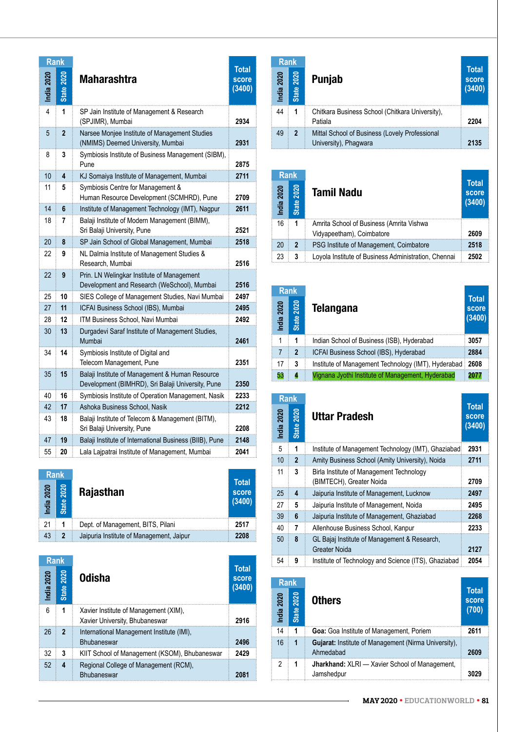## Maharashtra

| Rank India 2020 | Rank State 2020 | Maharashtra | Total score (3400) |
|---|---|---|---|
| 4 | 1 | SP Jain Institute of Management & Research (SPJIMR), Mumbai | 2934 |
| 5 | 2 | Narsee Monjee Institute of Management Studies (NMIMS) Deemed University, Mumbai | 2931 |
| 8 | 3 | Symbiosis Institute of Business Management (SIBM), Pune | 2875 |
| 10 | 4 | KJ Somaiya Institute of Management, Mumbai | 2711 |
| 11 | 5 | Symbiosis Centre for Management & Human Resource Development (SCMHRD), Pune | 2709 |
| 14 | 6 | Institute of Management Technology (IMT), Nagpur | 2611 |
| 18 | 7 | Balaji Institute of Modern Management (BIMM), Sri Balaji University, Pune | 2521 |
| 20 | 8 | SP Jain School of Global Management, Mumbai | 2518 |
| 22 | 9 | NL Dalmia Institute of Management Studies & Research, Mumbai | 2516 |
| 22 | 9 | Prin. LN Welingkar Institute of Management Development and Research (WeSchool), Mumbai | 2516 |
| 25 | 10 | SIES College of Management Studies, Navi Mumbai | 2497 |
| 27 | 11 | ICFAI Business School (IBS), Mumbai | 2495 |
| 28 | 12 | ITM Business School, Navi Mumbai | 2492 |
| 30 | 13 | Durgadevi Saraf Institute of Management Studies, Mumbai | 2461 |
| 34 | 14 | Symbiosis Institute of Digital and Telecom Management, Pune | 2351 |
| 35 | 15 | Balaji Institute of Management & Human Resource Development (BIMHRD), Sri Balaji University, Pune | 2350 |
| 40 | 16 | Symbiosis Institute of Operation Management, Nasik | 2233 |
| 42 | 17 | Ashoka Business School, Nasik | 2212 |
| 43 | 18 | Balaji Institute of Telecom & Management (BITM), Sri Balaji University, Pune | 2208 |
| 47 | 19 | Balaji Institute of International Business (BIIB), Pune | 2148 |
| 55 | 20 | Lala Lajpatrai Institute of Management, Mumbai | 2041 |

## Rajasthan

| Rank India 2020 | Rank State 2020 | Rajasthan | Total score (3400) |
|---|---|---|---|
| 21 | 1 | Dept. of Management, BITS, Pilani | 2517 |
| 43 | 2 | Jaipuria Institute of Management, Jaipur | 2208 |

## Odisha

| Rank India 2020 | Rank State 2020 | Odisha | Total score (3400) |
|---|---|---|---|
| 6 | 1 | Xavier Institute of Management (XIM), Xavier University, Bhubaneswar | 2916 |
| 26 | 2 | International Management Institute (IMI), Bhubaneswar | 2496 |
| 32 | 3 | KIIT School of Management (KSOM), Bhubaneswar | 2429 |
| 52 | 4 | Regional College of Management (RCM), Bhubaneswar | 2081 |

## Punjab

| Rank India 2020 | Rank State 2020 | Punjab | Total score (3400) |
|---|---|---|---|
| 44 | 1 | Chitkara Business School (Chitkara University), Patiala | 2204 |
| 49 | 2 | Mittal School of Business (Lovely Professional University), Phagwara | 2135 |

## Tamil Nadu

| Rank India 2020 | Rank State 2020 | Tamil Nadu | Total score (3400) |
|---|---|---|---|
| 16 | 1 | Amrita School of Business (Amrita Vishwa Vidyapeetham), Coimbatore | 2609 |
| 20 | 2 | PSG Institute of Management, Coimbatore | 2518 |
| 23 | 3 | Loyola Institute of Business Administration, Chennai | 2502 |

## Telangana

| Rank India 2020 | Rank State 2020 | Telangana | Total score (3400) |
|---|---|---|---|
| 1 | 1 | Indian School of Business (ISB), Hyderabad | 3057 |
| 7 | 2 | ICFAI Business School (IBS), Hyderabad | 2884 |
| 17 | 3 | Institute of Management Technology (IMT), Hyderabad | 2608 |
| 53 | 4 | Vignana Jyothi Institute of Management, Hyderabad | 2077 |

## Uttar Pradesh

| Rank India 2020 | Rank State 2020 | Uttar Pradesh | Total score (3400) |
|---|---|---|---|
| 5 | 1 | Institute of Management Technology (IMT), Ghaziabad | 2931 |
| 10 | 2 | Amity Business School (Amity University), Noida | 2711 |
| 11 | 3 | Birla Institute of Management Technology (BIMTECH), Greater Noida | 2709 |
| 25 | 4 | Jaipuria Institute of Management, Lucknow | 2497 |
| 27 | 5 | Jaipuria Institute of Management, Noida | 2495 |
| 39 | 6 | Jaipuria Institute of Management, Ghaziabad | 2268 |
| 40 | 7 | Allenhouse Business School, Kanpur | 2233 |
| 50 | 8 | GL Bajaj Institute of Management & Research, Greater Noida | 2127 |
| 54 | 9 | Institute of Technology and Science (ITS), Ghaziabad | 2054 |

## Others

| Rank India 2020 | Rank State 2020 | Others | Total score (700) |
|---|---|---|---|
| 14 | 1 | **Goa:** Goa Institute of Management, Poriem | 2611 |
| 16 | 1 | **Gujarat:** Institute of Management (Nirma University), Ahmedabad | 2609 |
| 2 | 1 | **Jharkhand:** XLRI — Xavier School of Management, Jamshedpur | 3029 |